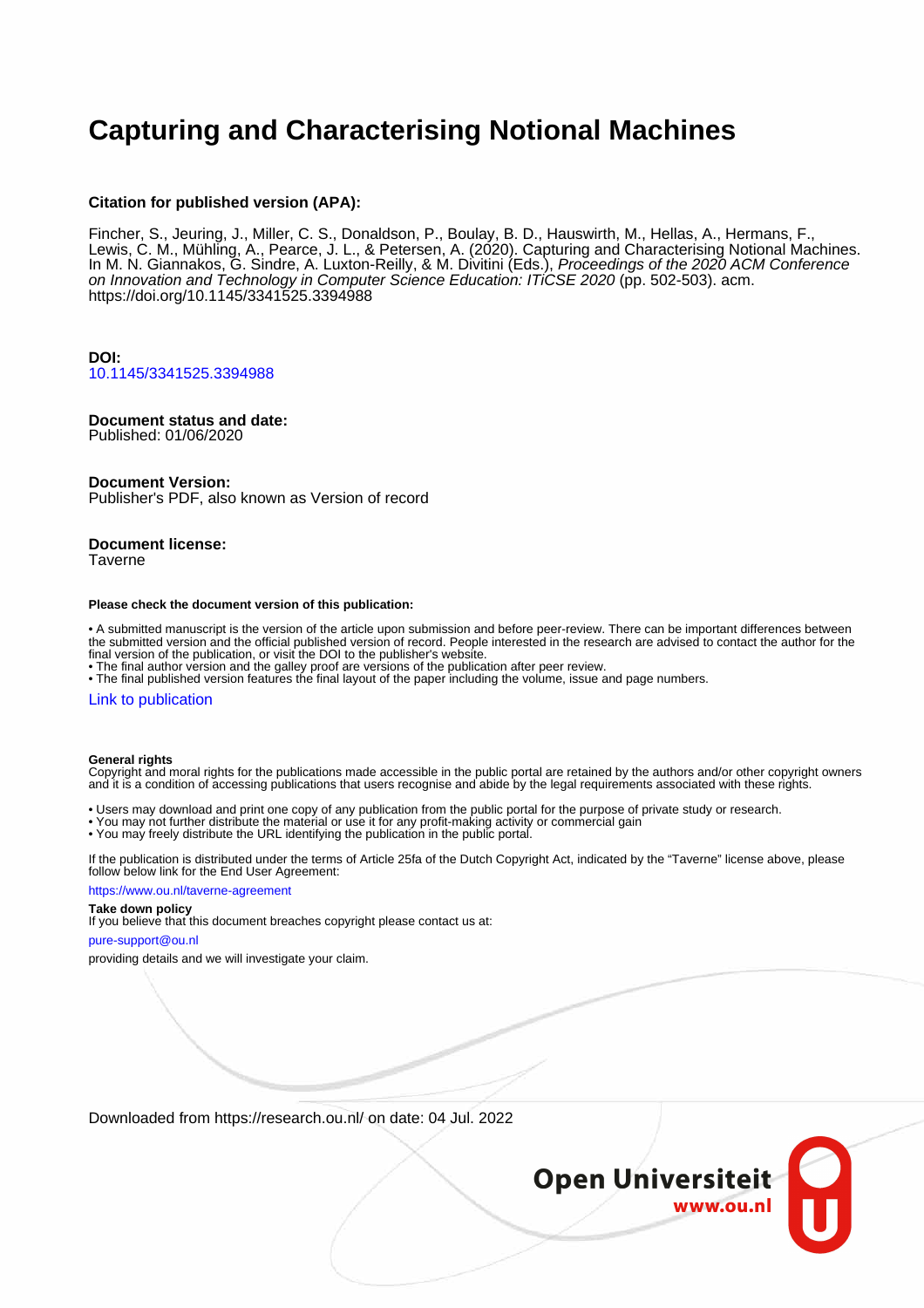# Capturing and Characterising Notional Machines

### Citation for published version (APA):

Fincher, S., Jeuring, J., Miller, C. S., Donaldson, P., Boulay, B. D., Hauswirth, M., Hellas, A., Hermans, F., Lewis, C. M., Mühling, A., Pearce, J. L., & Petersen, A. (2020). Capturing and Characterising Notional Machines. In M. N. Giannakos, G. Sindre, A. Luxton-Reilly, & M. Divitini (Eds.), *Proceedings of the 2020 ACM Conference on Innovation and Technology in Computer Science Education: ITiCSE 2020* (pp. 502-503). acm. https://doi.org/10.1145/3341525.3394988

### DOI:

10.1145/3341525.3394988

### Document status and date:

Published: 01/06/2020

### Document Version:

Publisher's PDF, also known as Version of record

### Document license:

Taverne

#### Please check the document version of this publication:

• A submitted manuscript is the version of the article upon submission and before peer-review. There can be important differences between the submitted version and the official published version of record. People interested in the research are advised to contact the author for the final version of the publication, or visit the DOI to the publisher's website.
• The final author version and the galley proof are versions of the publication after peer review.
• The final published version features the final layout of the paper including the volume, issue and page numbers.

Link to publication

#### General rights

Copyright and moral rights for the publications made accessible in the public portal are retained by the authors and/or other copyright owners and it is a condition of accessing publications that users recognise and abide by the legal requirements associated with these rights.

• Users may download and print one copy of any publication from the public portal for the purpose of private study or research.
• You may not further distribute the material or use it for any profit-making activity or commercial gain
• You may freely distribute the URL identifying the publication in the public portal.

If the publication is distributed under the terms of Article 25fa of the Dutch Copyright Act, indicated by the "Taverne" license above, please follow below link for the End User Agreement:

https://www.ou.nl/taverne-agreement

#### Take down policy

If you believe that this document breaches copyright please contact us at:

pure-support@ou.nl

providing details and we will investigate your claim.

Downloaded from https://research.ou.nl/ on date: 04 Jul. 2022

Open Universiteit
www.ou.nl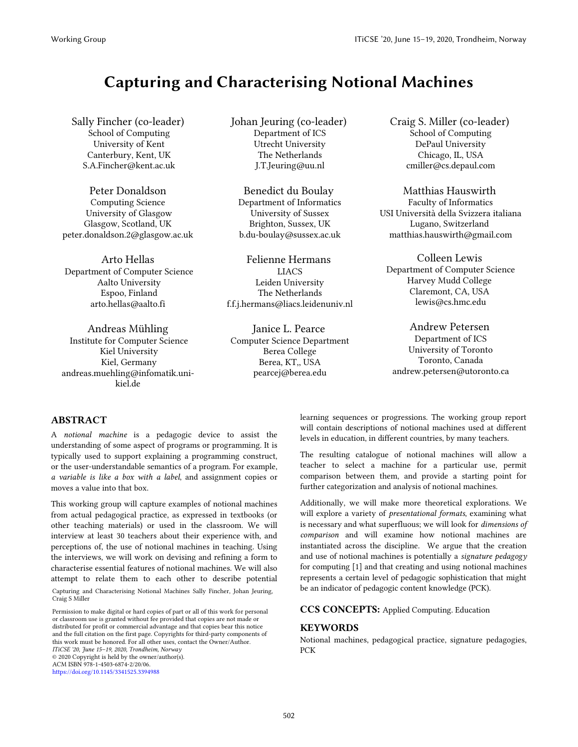# Capturing and Characterising Notional Machines

Sally Fincher (co-leader)
School of Computing
University of Kent
Canterbury, Kent, UK
S.A.Fincher@kent.ac.uk

Johan Jeuring (co-leader)
Department of ICS
Utrecht University
The Netherlands
J.T.Jeuring@uu.nl

Craig S. Miller (co-leader)
School of Computing
DePaul University
Chicago, IL, USA
cmiller@cs.depaul.com

Peter Donaldson
Computing Science
University of Glasgow
Glasgow, Scotland, UK
peter.donaldson.2@glasgow.ac.uk

Benedict du Boulay
Department of Informatics
University of Sussex
Brighton, Sussex, UK
b.du-boulay@sussex.ac.uk

Matthias Hauswirth
Faculty of Informatics
USI Università della Svizzera italiana
Lugano, Switzerland
matthias.hauswirth@gmail.com

Arto Hellas
Department of Computer Science
Aalto University
Espoo, Finland
arto.hellas@aalto.fi

Felienne Hermans
LIACS
Leiden University
The Netherlands
f.f.j.hermans@liacs.leidenuniv.nl

Colleen Lewis
Department of Computer Science
Harvey Mudd College
Claremont, CA, USA
lewis@cs.hmc.edu

Andreas Mühling
Institute for Computer Science
Kiel University
Kiel, Germany
andreas.muehling@infomatik.uni-kiel.de

Janice L. Pearce
Computer Science Department
Berea College
Berea, KT,, USA
pearcej@berea.edu

Andrew Petersen
Department of ICS
University of Toronto
Toronto, Canada
andrew.petersen@utoronto.ca

## ABSTRACT

A *notional machine* is a pedagogic device to assist the understanding of some aspect of programs or programming. It is typically used to support explaining a programming construct, or the user-understandable semantics of a program. For example, *a variable is like a box with a label*, and assignment copies or moves a value into that box.

This working group will capture examples of notional machines from actual pedagogical practice, as expressed in textbooks (or other teaching materials) or used in the classroom. We will interview at least 30 teachers about their experience with, and perceptions of, the use of notional machines in teaching. Using the interviews, we will work on devising and refining a form to characterise essential features of notional machines. We will also attempt to relate them to each other to describe potential learning sequences or progressions. The working group report will contain descriptions of notional machines used at different levels in education, in different countries, by many teachers.

The resulting catalogue of notional machines will allow a teacher to select a machine for a particular use, permit comparison between them, and provide a starting point for further categorization and analysis of notional machines.

Additionally, we will make more theoretical explorations. We will explore a variety of *presentational formats*, examining what is necessary and what superfluous; we will look for *dimensions of comparison* and will examine how notional machines are instantiated across the discipline. We argue that the creation and use of notional machines is potentially a *signature pedagogy* for computing [1] and that creating and using notional machines represents a certain level of pedagogic sophistication that might be an indicator of pedagogic content knowledge (PCK).

Capturing and Characterising Notional Machines Sally Fincher, Johan Jeuring, Craig S Miller

Permission to make digital or hard copies of part or all of this work for personal or classroom use is granted without fee provided that copies are not made or distributed for profit or commercial advantage and that copies bear this notice and the full citation on the first page. Copyrights for third-party components of this work must be honored. For all other uses, contact the Owner/Author.
*ITiCSE '20, June 15–19, 2020, Trondheim, Norway*
© 2020 Copyright is held by the owner/author(s).
ACM ISBN 978-1-4503-6874-2/20/06.
https://doi.org/10.1145/3341525.3394988

**CCS CONCEPTS:** Applied Computing. Education

## KEYWORDS

Notional machines, pedagogical practice, signature pedagogies, PCK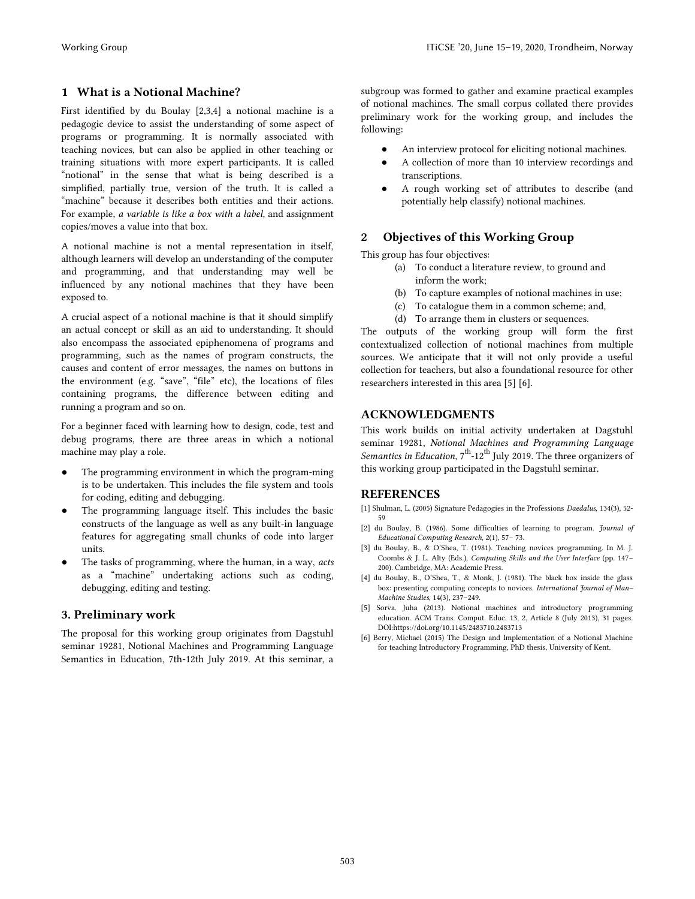## 1 What is a Notional Machine?

First identified by du Boulay [2,3,4] a notional machine is a pedagogic device to assist the understanding of some aspect of programs or programming. It is normally associated with teaching novices, but can also be applied in other teaching or training situations with more expert participants. It is called "notional" in the sense that what is being described is a simplified, partially true, version of the truth. It is called a "machine" because it describes both entities and their actions. For example, *a variable is like a box with a label*, and assignment copies/moves a value into that box.

A notional machine is not a mental representation in itself, although learners will develop an understanding of the computer and programming, and that understanding may well be influenced by any notional machines that they have been exposed to.

A crucial aspect of a notional machine is that it should simplify an actual concept or skill as an aid to understanding. It should also encompass the associated epiphenomena of programs and programming, such as the names of program constructs, the causes and content of error messages, the names on buttons in the environment (e.g. "save", "file" etc), the locations of files containing programs, the difference between editing and running a program and so on.

For a beginner faced with learning how to design, code, test and debug programs, there are three areas in which a notional machine may play a role.

- The programming environment in which the program-ming is to be undertaken. This includes the file system and tools for coding, editing and debugging.
- The programming language itself. This includes the basic constructs of the language as well as any built-in language features for aggregating small chunks of code into larger units.
- The tasks of programming, where the human, in a way, *acts* as a "machine" undertaking actions such as coding, debugging, editing and testing.

## 3. Preliminary work

The proposal for this working group originates from Dagstuhl seminar 19281, Notional Machines and Programming Language Semantics in Education, 7th-12th July 2019. At this seminar, a subgroup was formed to gather and examine practical examples of notional machines. The small corpus collated there provides preliminary work for the working group, and includes the following:

- An interview protocol for eliciting notional machines.
- A collection of more than 10 interview recordings and transcriptions.
- A rough working set of attributes to describe (and potentially help classify) notional machines.

## 2 Objectives of this Working Group

This group has four objectives:

(a) To conduct a literature review, to ground and inform the work;
(b) To capture examples of notional machines in use;
(c) To catalogue them in a common scheme; and,
(d) To arrange them in clusters or sequences.

The outputs of the working group will form the first contextualized collection of notional machines from multiple sources. We anticipate that it will not only provide a useful collection for teachers, but also a foundational resource for other researchers interested in this area [5] [6].

## ACKNOWLEDGMENTS

This work builds on initial activity undertaken at Dagstuhl seminar 19281, *Notional Machines and Programming Language Semantics in Education*, 7th-12th July 2019. The three organizers of this working group participated in the Dagstuhl seminar.

## REFERENCES

[1] Shulman, L. (2005) Signature Pedagogies in the Professions *Daedalus,* 134(3), 52-59

[2] du Boulay, B. (1986). Some difficulties of learning to program. *Journal of Educational Computing Research,* 2(1), 57– 73.

[3] du Boulay, B., & O'Shea, T. (1981). Teaching novices programming. In M. J. Coombs & J. L. Alty (Eds.), *Computing Skills and the User Interface* (pp. 147–200). Cambridge, MA: Academic Press.

[4] du Boulay, B., O'Shea, T., & Monk, J. (1981). The black box inside the glass box: presenting computing concepts to novices. *International Journal of Man–Machine Studies,* 14(3), 237–249.

[5] Sorva. Juha (2013). Notional machines and introductory programming education. ACM Trans. Comput. Educ. 13, 2, Article 8 (July 2013), 31 pages. DOI:https://doi.org/10.1145/2483710.2483713

[6] Berry, Michael (2015) The Design and Implementation of a Notional Machine for teaching Introductory Programming, PhD thesis, University of Kent.